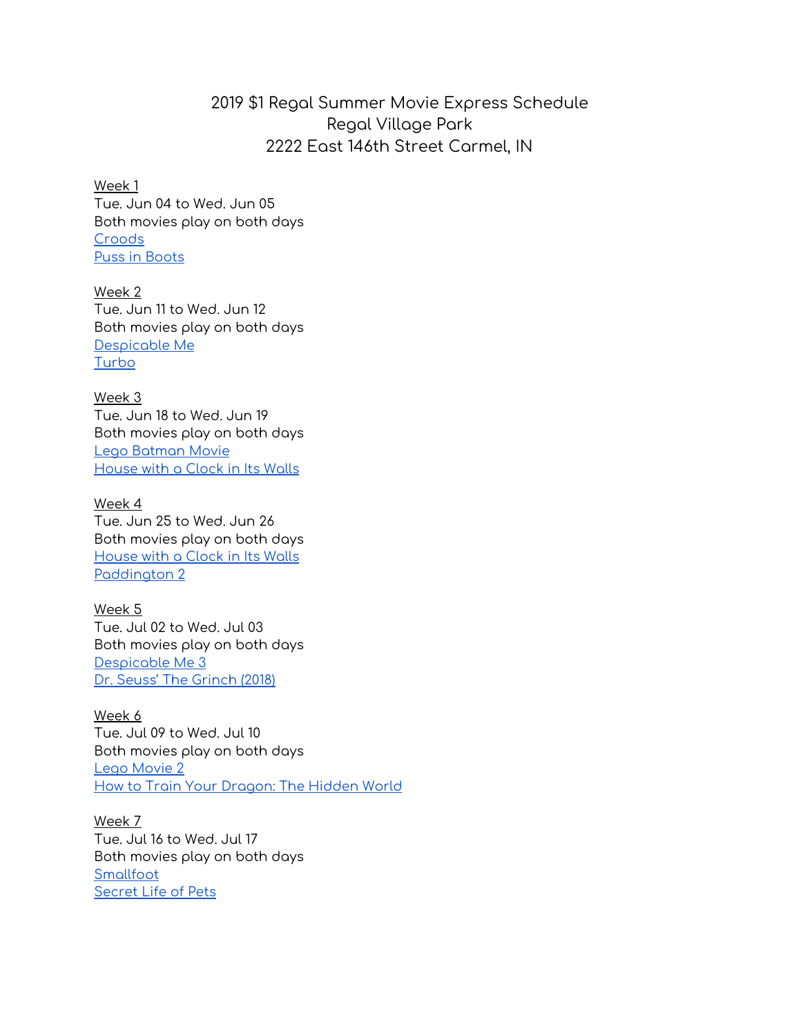# 2019 $1 Regal Summer Movie Express Schedule
## Regal Village Park
## 2222 East 146th Street Carmel, IN

Week 1
Tue. Jun 04 to Wed. Jun 05
Both movies play on both days
Croods
Puss in Boots

Week 2
Tue. Jun 11 to Wed. Jun 12
Both movies play on both days
Despicable Me
Turbo

Week 3
Tue. Jun 18 to Wed. Jun 19
Both movies play on both days
Lego Batman Movie
House with a Clock in Its Walls

Week 4
Tue. Jun 25 to Wed. Jun 26
Both movies play on both days
House with a Clock in Its Walls
Paddington 2

Week 5
Tue. Jul 02 to Wed. Jul 03
Both movies play on both days
Despicable Me 3
Dr. Seuss' The Grinch (2018)

Week 6
Tue. Jul 09 to Wed. Jul 10
Both movies play on both days
Lego Movie 2
How to Train Your Dragon: The Hidden World

Week 7
Tue. Jul 16 to Wed. Jul 17
Both movies play on both days
Smallfoot
Secret Life of Pets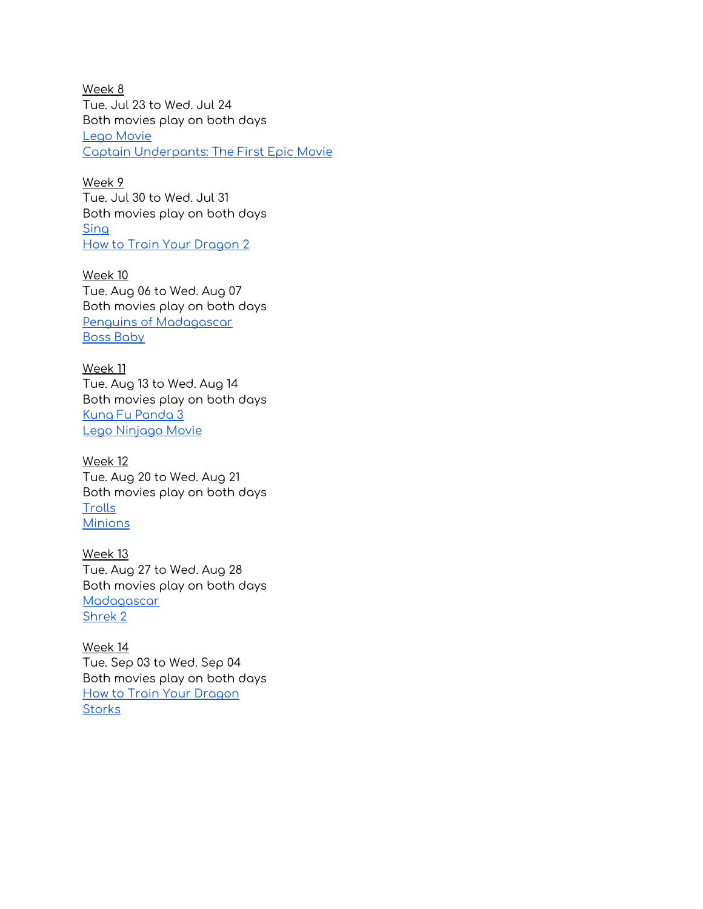Week 8
Tue. Jul 23 to Wed. Jul 24
Both movies play on both days
Lego Movie
Captain Underpants: The First Epic Movie

Week 9
Tue. Jul 30 to Wed. Jul 31
Both movies play on both days
Sing
How to Train Your Dragon 2

Week 10
Tue. Aug 06 to Wed. Aug 07
Both movies play on both days
Penguins of Madagascar
Boss Baby

Week 11
Tue. Aug 13 to Wed. Aug 14
Both movies play on both days
Kung Fu Panda 3
Lego Ninjago Movie

Week 12
Tue. Aug 20 to Wed. Aug 21
Both movies play on both days
Trolls
Minions

Week 13
Tue. Aug 27 to Wed. Aug 28
Both movies play on both days
Madagascar
Shrek 2

Week 14
Tue. Sep 03 to Wed. Sep 04
Both movies play on both days
How to Train Your Dragon
Storks